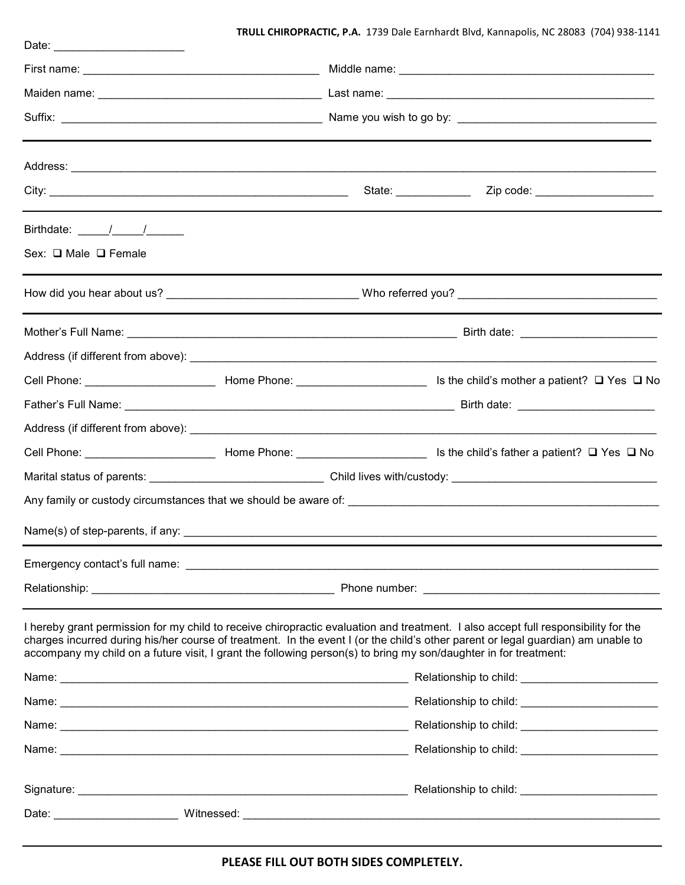**TRULL CHIROPRACTIC, P.A.** 1739 Dale Earnhardt Blvd, Kannapolis, NC 28083 (704) 938-1141

Date: ____________________

First name: ____________________ Middle name: ____________________

Maiden name: ____________________ Last name: ____________________

Suffix: ____________________ Name you wish to go by: ____________________

---

Address: ________________________________________

City: ____________________ State: ____________ Zip code: ____________

---

Birthdate: _____/_____/______

Sex: ❑ Male ❑ Female

---

How did you hear about us? ____________________ Who referred you? ____________________

---

Mother's Full Name: ____________________ Birth date: ____________________

Address (if different from above): ________________________________________

Cell Phone: ____________________ Home Phone: ____________________ Is the child's mother a patient? ❑ Yes ❑ No

Father's Full Name: ____________________ Birth date: ____________________

Address (if different from above): ________________________________________

Cell Phone: ____________________ Home Phone: ____________________ Is the child's father a patient? ❑ Yes ❑ No

Marital status of parents: ____________________ Child lives with/custody: ____________________

Any family or custody circumstances that we should be aware of: ________________________________________

Name(s) of step-parents, if any: ________________________________________

---

Emergency contact's full name: ________________________________________

Relationship: ____________________ Phone number: ____________________

---

I hereby grant permission for my child to receive chiropractic evaluation and treatment. I also accept full responsibility for the charges incurred during his/her course of treatment. In the event I (or the child's other parent or legal guardian) am unable to accompany my child on a future visit, I grant the following person(s) to bring my son/daughter in for treatment:

Name: ________________________________________ Relationship to child: ____________________

Name: ________________________________________ Relationship to child: ____________________

Name: ________________________________________ Relationship to child: ____________________

Name: ________________________________________ Relationship to child: ____________________

Signature: ________________________________________ Relationship to child: ____________________

Date: ____________________ Witnessed: ________________________________________

---

**PLEASE FILL OUT BOTH SIDES COMPLETELY.**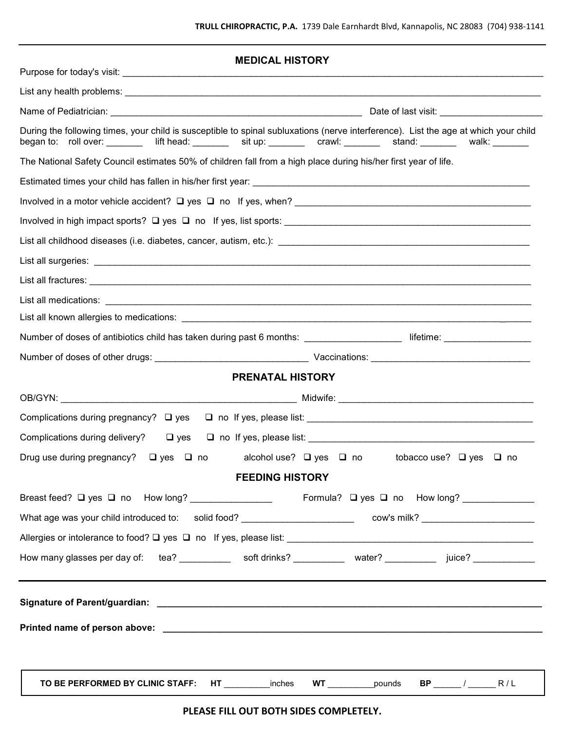TRULL CHIROPRACTIC, P.A. 1739 Dale Earnhardt Blvd, Kannapolis, NC 28083 (704) 938-1141

## MEDICAL HISTORY

Purpose for today's visit: ______________________________________________

List any health problems: ______________________________________________

Name of Pediatrician: ______________________________ Date of last visit: ____________

During the following times, your child is susceptible to spinal subluxations (nerve interference). List the age at which your child began to: roll over: _______ lift head: _______ sit up: _______ crawl: _______ stand: _______ walk: _______

The National Safety Council estimates 50% of children fall from a high place during his/her first year of life.

Estimated times your child has fallen in his/her first year: ______________________________

Involved in a motor vehicle accident? ❑ yes ❑ no If yes, when? ______________________________

Involved in high impact sports? ❑ yes ❑ no If yes, list sports: ______________________________

List all childhood diseases (i.e. diabetes, cancer, autism, etc.): ______________________________

List all surgeries: ______________________________________________

List all fractures: ______________________________________________

List all medications: ______________________________________________

List all known allergies to medications: ______________________________________________

Number of doses of antibiotics child has taken during past 6 months: ____________ lifetime: ____________

Number of doses of other drugs: ____________________ Vaccinations: ____________________

## PRENATAL HISTORY

OB/GYN: ______________________________ Midwife: ______________________________

Complications during pregnancy? ❑ yes ❑ no If yes, please list: ______________________________

Complications during delivery? ❑ yes ❑ no If yes, please list: ______________________________

Drug use during pregnancy? ❑ yes ❑ no alcohol use? ❑ yes ❑ no tobacco use? ❑ yes ❑ no

## FEEDING HISTORY

Breast feed? ❑ yes ❑ no How long? ____________ Formula? ❑ yes ❑ no How long? ____________

What age was your child introduced to: solid food? ________________ cow's milk? ________________

Allergies or intolerance to food? ❑ yes ❑ no If yes, please list: ______________________________

How many glasses per day of: tea? ________ soft drinks? ________ water? ________ juice? ________

---

**Signature of Parent/guardian:** ______________________________________________

**Printed name of person above:** ______________________________________________

**TO BE PERFORMED BY CLINIC STAFF:** **HT** ________inches **WT** ________pounds **BP** ______ / ______ R / L

**PLEASE FILL OUT BOTH SIDES COMPLETELY.**